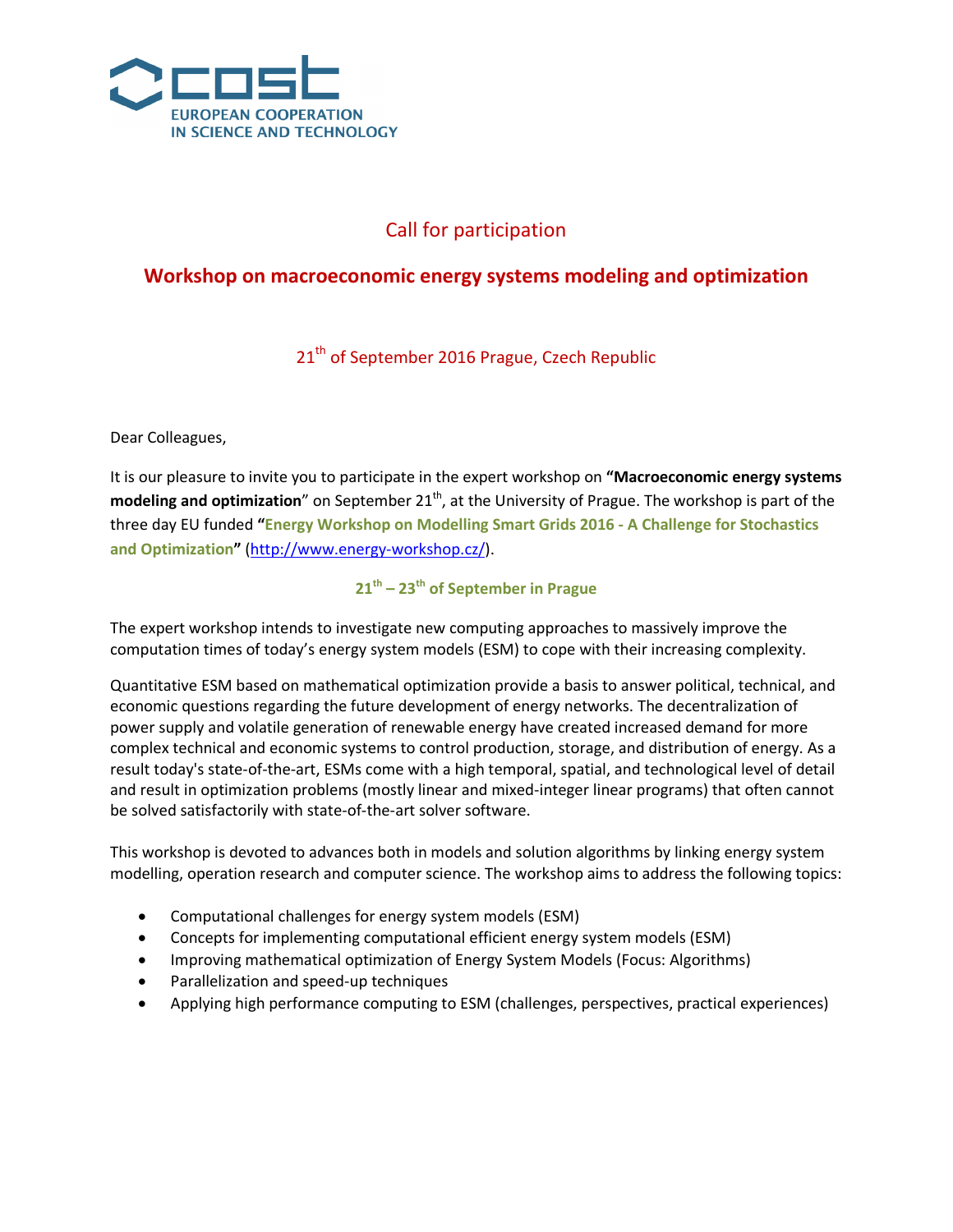COST
EUROPEAN COOPERATION
IN SCIENCE AND TECHNOLOGY

## Call for participation

# Workshop on macroeconomic energy systems modeling and optimization

21th of September 2016 Prague, Czech Republic

Dear Colleagues,

It is our pleasure to invite you to participate in the expert workshop on **"Macroeconomic energy systems modeling and optimization**" on September 21th, at the University of Prague. The workshop is part of the three day EU funded **"Energy Workshop on Modelling Smart Grids 2016 - A Challenge for Stochastics and Optimization"** (http://www.energy-workshop.cz/).

**21th – 23th of September in Prague**

The expert workshop intends to investigate new computing approaches to massively improve the computation times of today's energy system models (ESM) to cope with their increasing complexity.

Quantitative ESM based on mathematical optimization provide a basis to answer political, technical, and economic questions regarding the future development of energy networks. The decentralization of power supply and volatile generation of renewable energy have created increased demand for more complex technical and economic systems to control production, storage, and distribution of energy. As a result today's state-of-the-art, ESMs come with a high temporal, spatial, and technological level of detail and result in optimization problems (mostly linear and mixed-integer linear programs) that often cannot be solved satisfactorily with state-of-the-art solver software.

This workshop is devoted to advances both in models and solution algorithms by linking energy system modelling, operation research and computer science. The workshop aims to address the following topics:

- Computational challenges for energy system models (ESM)
- Concepts for implementing computational efficient energy system models (ESM)
- Improving mathematical optimization of Energy System Models (Focus: Algorithms)
- Parallelization and speed-up techniques
- Applying high performance computing to ESM (challenges, perspectives, practical experiences)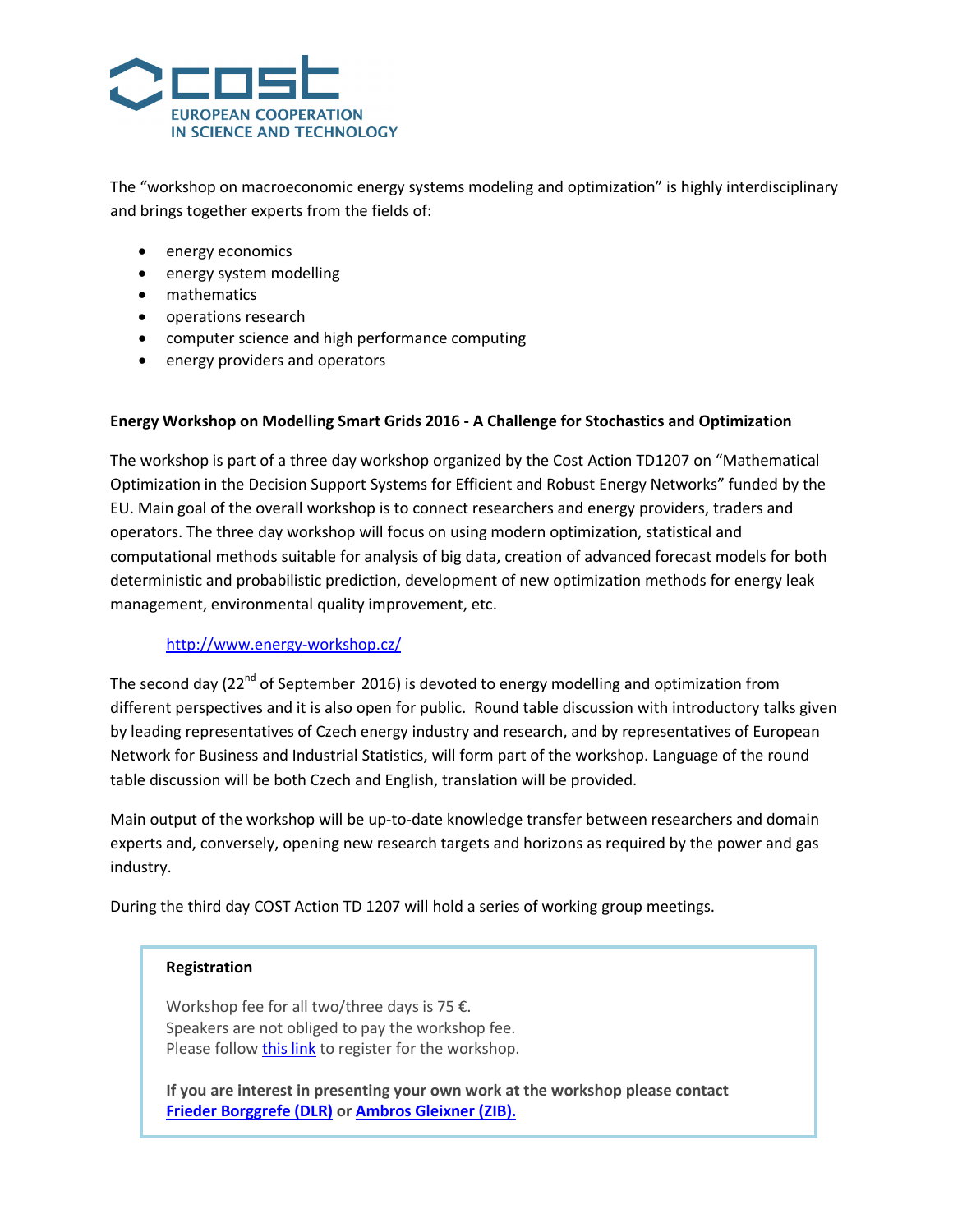The "workshop on macroeconomic energy systems modeling and optimization" is highly interdisciplinary and brings together experts from the fields of:

- energy economics
- energy system modelling
- mathematics
- operations research
- computer science and high performance computing
- energy providers and operators

**Energy Workshop on Modelling Smart Grids 2016 - A Challenge for Stochastics and Optimization**

The workshop is part of a three day workshop organized by the Cost Action TD1207 on "Mathematical Optimization in the Decision Support Systems for Efficient and Robust Energy Networks" funded by the EU. Main goal of the overall workshop is to connect researchers and energy providers, traders and operators. The three day workshop will focus on using modern optimization, statistical and computational methods suitable for analysis of big data, creation of advanced forecast models for both deterministic and probabilistic prediction, development of new optimization methods for energy leak management, environmental quality improvement, etc.

http://www.energy-workshop.cz/

The second day (22nd of September 2016) is devoted to energy modelling and optimization from different perspectives and it is also open for public. Round table discussion with introductory talks given by leading representatives of Czech energy industry and research, and by representatives of European Network for Business and Industrial Statistics, will form part of the workshop. Language of the round table discussion will be both Czech and English, translation will be provided.

Main output of the workshop will be up-to-date knowledge transfer between researchers and domain experts and, conversely, opening new research targets and horizons as required by the power and gas industry.

During the third day COST Action TD 1207 will hold a series of working group meetings.

**Registration**

Workshop fee for all two/three days is 75 €.
Speakers are not obliged to pay the workshop fee.
Please follow this link to register for the workshop.

**If you are interest in presenting your own work at the workshop please contact Frieder Borggrefe (DLR) or Ambros Gleixner (ZIB).**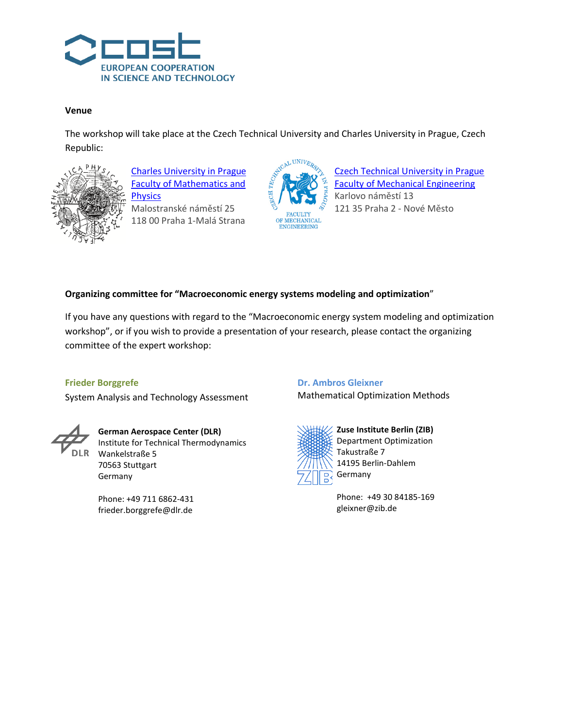**Venue**

The workshop will take place at the Czech Technical University and Charles University in Prague, Czech Republic:

Charles University in Prague
Faculty of Mathematics and Physics
Malostranské náměstí 25
118 00 Praha 1-Malá Strana

Czech Technical University in Prague
Faculty of Mechanical Engineering
Karlovo náměstí 13
121 35 Praha 2 - Nové Město

**Organizing committee for "Macroeconomic energy systems modeling and optimization"**

If you have any questions with regard to the "Macroeconomic energy system modeling and optimization workshop", or if you wish to provide a presentation of your research, please contact the organizing committee of the expert workshop:

**Frieder Borggrefe**
System Analysis and Technology Assessment

**German Aerospace Center (DLR)**
Institute for Technical Thermodynamics
Wankelstraße 5
70563 Stuttgart
Germany

Phone: +49 711 6862-431
frieder.borggrefe@dlr.de

**Dr. Ambros Gleixner**
Mathematical Optimization Methods

**Zuse Institute Berlin (ZIB)**
Department Optimization
Takustraße 7
14195 Berlin-Dahlem
Germany

Phone: +49 30 84185-169
gleixner@zib.de